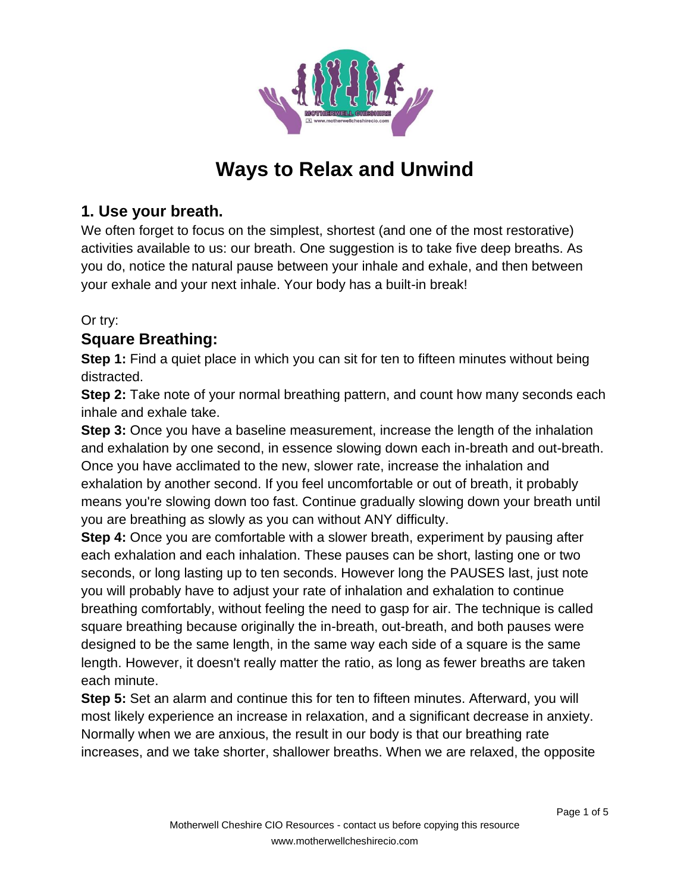# Ways to Relax and Unwind

## 1. Use your breath.

We often forget to focus on the simplest, shortest (and one of the most restorative) activities available to us: our breath. One suggestion is to take five deep breaths. As you do, notice the natural pause between your inhale and exhale, and then between your exhale and your next inhale. Your body has a built-in break!

Or try:

### Square Breathing:

**Step 1:** Find a quiet place in which you can sit for ten to fifteen minutes without being distracted.

**Step 2:** Take note of your normal breathing pattern, and count how many seconds each inhale and exhale take.

**Step 3:** Once you have a baseline measurement, increase the length of the inhalation and exhalation by one second, in essence slowing down each in-breath and out-breath. Once you have acclimated to the new, slower rate, increase the inhalation and exhalation by another second. If you feel uncomfortable or out of breath, it probably means you're slowing down too fast. Continue gradually slowing down your breath until you are breathing as slowly as you can without ANY difficulty.

**Step 4:** Once you are comfortable with a slower breath, experiment by pausing after each exhalation and each inhalation. These pauses can be short, lasting one or two seconds, or long lasting up to ten seconds. However long the PAUSES last, just note you will probably have to adjust your rate of inhalation and exhalation to continue breathing comfortably, without feeling the need to gasp for air. The technique is called square breathing because originally the in-breath, out-breath, and both pauses were designed to be the same length, in the same way each side of a square is the same length. However, it doesn't really matter the ratio, as long as fewer breaths are taken each minute.

**Step 5:** Set an alarm and continue this for ten to fifteen minutes. Afterward, you will most likely experience an increase in relaxation, and a significant decrease in anxiety. Normally when we are anxious, the result in our body is that our breathing rate increases, and we take shorter, shallower breaths. When we are relaxed, the opposite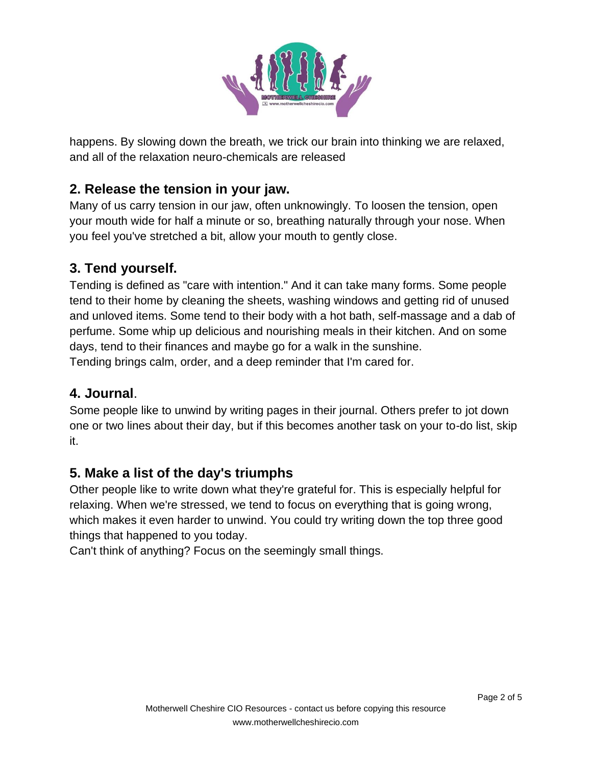happens. By slowing down the breath, we trick our brain into thinking we are relaxed, and all of the relaxation neuro-chemicals are released

## 2. Release the tension in your jaw.

Many of us carry tension in our jaw, often unknowingly. To loosen the tension, open your mouth wide for half a minute or so, breathing naturally through your nose. When you feel you've stretched a bit, allow your mouth to gently close.

## 3. Tend yourself.

Tending is defined as "care with intention." And it can take many forms. Some people tend to their home by cleaning the sheets, washing windows and getting rid of unused and unloved items. Some tend to their body with a hot bath, self-massage and a dab of perfume. Some whip up delicious and nourishing meals in their kitchen. And on some days, tend to their finances and maybe go for a walk in the sunshine.
Tending brings calm, order, and a deep reminder that I'm cared for.

## 4. Journal.

Some people like to unwind by writing pages in their journal. Others prefer to jot down one or two lines about their day, but if this becomes another task on your to-do list, skip it.

## 5. Make a list of the day's triumphs

Other people like to write down what they're grateful for. This is especially helpful for relaxing. When we're stressed, we tend to focus on everything that is going wrong, which makes it even harder to unwind. You could try writing down the top three good things that happened to you today.
Can't think of anything? Focus on the seemingly small things.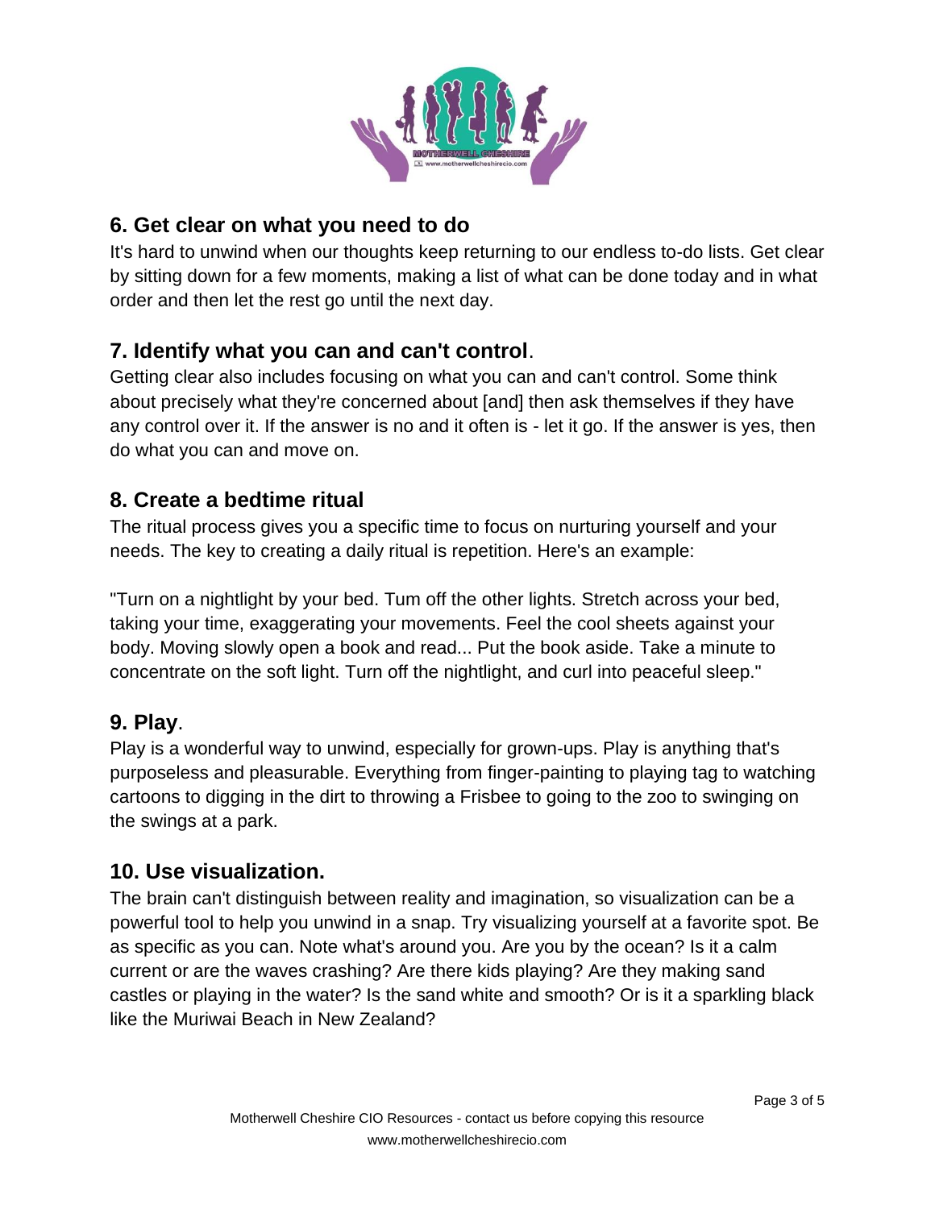## 6. Get clear on what you need to do

It's hard to unwind when our thoughts keep returning to our endless to-do lists. Get clear by sitting down for a few moments, making a list of what can be done today and in what order and then let the rest go until the next day.

## 7. Identify what you can and can't control.

Getting clear also includes focusing on what you can and can't control. Some think about precisely what they're concerned about [and] then ask themselves if they have any control over it. If the answer is no and it often is - let it go. If the answer is yes, then do what you can and move on.

## 8. Create a bedtime ritual

The ritual process gives you a specific time to focus on nurturing yourself and your needs. The key to creating a daily ritual is repetition. Here's an example:

"Turn on a nightlight by your bed. Tum off the other lights. Stretch across your bed, taking your time, exaggerating your movements. Feel the cool sheets against your body. Moving slowly open a book and read... Put the book aside. Take a minute to concentrate on the soft light. Turn off the nightlight, and curl into peaceful sleep."

## 9. Play.

Play is a wonderful way to unwind, especially for grown-ups. Play is anything that's purposeless and pleasurable. Everything from finger-painting to playing tag to watching cartoons to digging in the dirt to throwing a Frisbee to going to the zoo to swinging on the swings at a park.

## 10. Use visualization.

The brain can't distinguish between reality and imagination, so visualization can be a powerful tool to help you unwind in a snap. Try visualizing yourself at a favorite spot. Be as specific as you can. Note what's around you. Are you by the ocean? Is it a calm current or are the waves crashing? Are there kids playing? Are they making sand castles or playing in the water? Is the sand white and smooth? Or is it a sparkling black like the Muriwai Beach in New Zealand?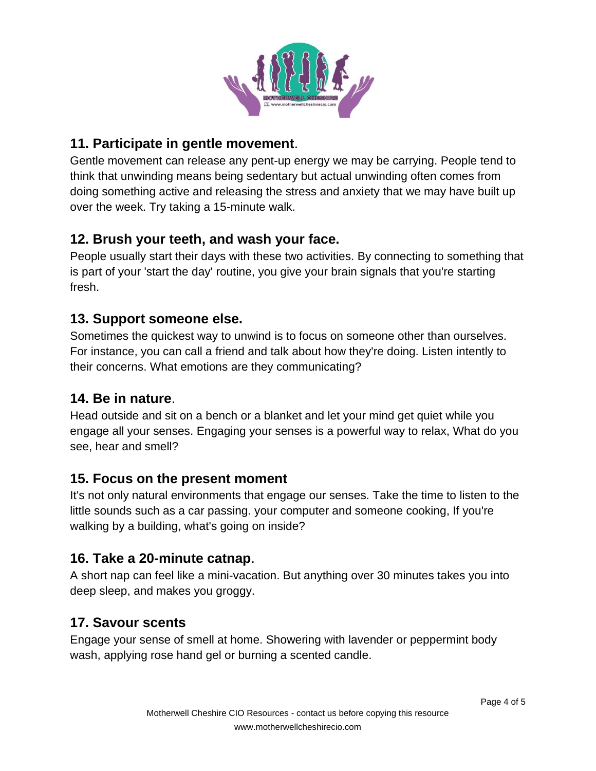## 11. Participate in gentle movement.

Gentle movement can release any pent-up energy we may be carrying. People tend to think that unwinding means being sedentary but actual unwinding often comes from doing something active and releasing the stress and anxiety that we may have built up over the week. Try taking a 15-minute walk.

## 12. Brush your teeth, and wash your face.

People usually start their days with these two activities. By connecting to something that is part of your 'start the day' routine, you give your brain signals that you're starting fresh.

## 13. Support someone else.

Sometimes the quickest way to unwind is to focus on someone other than ourselves. For instance, you can call a friend and talk about how they're doing. Listen intently to their concerns. What emotions are they communicating?

## 14. Be in nature.

Head outside and sit on a bench or a blanket and let your mind get quiet while you engage all your senses. Engaging your senses is a powerful way to relax, What do you see, hear and smell?

## 15. Focus on the present moment

It's not only natural environments that engage our senses. Take the time to listen to the little sounds such as a car passing. your computer and someone cooking, If you're walking by a building, what's going on inside?

## 16. Take a 20-minute catnap.

A short nap can feel like a mini-vacation. But anything over 30 minutes takes you into deep sleep, and makes you groggy.

## 17. Savour scents

Engage your sense of smell at home. Showering with lavender or peppermint body wash, applying rose hand gel or burning a scented candle.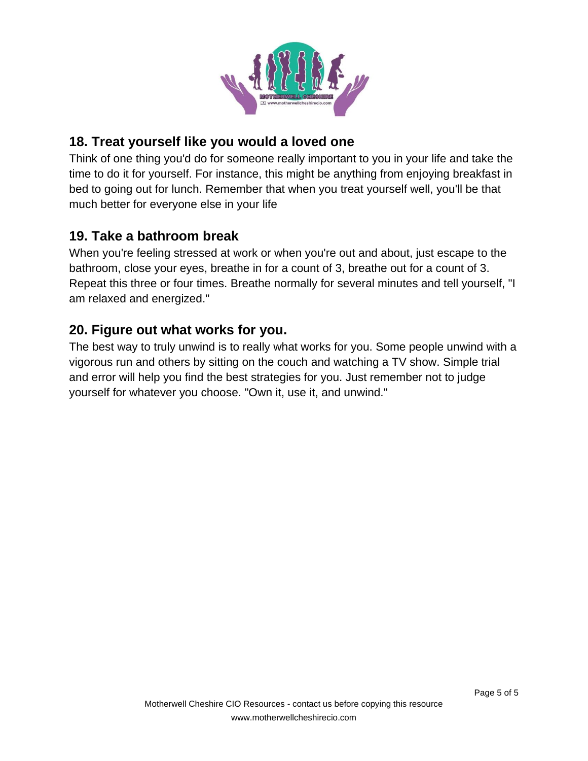## 18. Treat yourself like you would a loved one

Think of one thing you'd do for someone really important to you in your life and take the time to do it for yourself. For instance, this might be anything from enjoying breakfast in bed to going out for lunch. Remember that when you treat yourself well, you'll be that much better for everyone else in your life

## 19. Take a bathroom break

When you're feeling stressed at work or when you're out and about, just escape to the bathroom, close your eyes, breathe in for a count of 3, breathe out for a count of 3. Repeat this three or four times. Breathe normally for several minutes and tell yourself, "I am relaxed and energized."

## 20. Figure out what works for you.

The best way to truly unwind is to really what works for you. Some people unwind with a vigorous run and others by sitting on the couch and watching a TV show. Simple trial and error will help you find the best strategies for you. Just remember not to judge yourself for whatever you choose. "Own it, use it, and unwind."